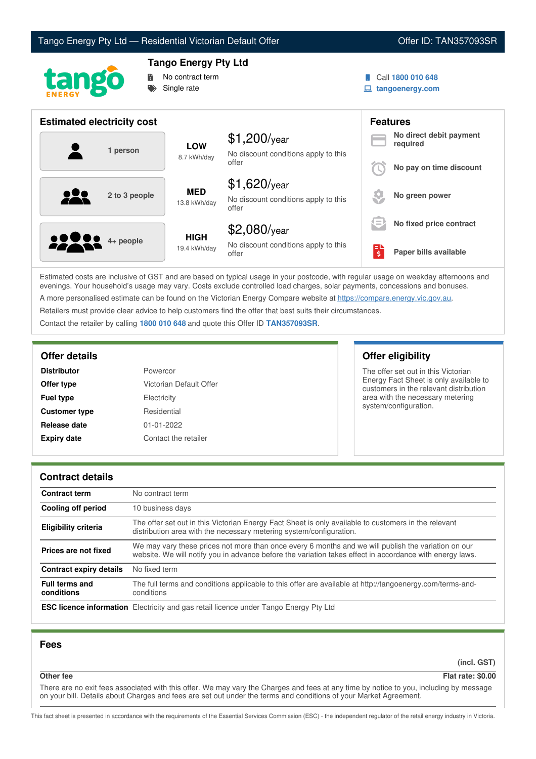Tango Energy Pty Ltd — Residential Victorian Default Offer | Offer ID: TAN357093SR

## Tango Energy Pty Ltd

- No contract term
- Single rate

Call **1800 010 648**
**tangoenergy.com**

## Estimated electricity cost

| Household | Usage | Cost |
|---|---|---|
| 1 person | **LOW** 8.7 kWh/day | $1,200/year — No discount conditions apply to this offer |
| 2 to 3 people | **MED** 13.8 kWh/day | $1,620/year — No discount conditions apply to this offer |
| 4+ people | **HIGH** 19.4 kWh/day | $2,080/year — No discount conditions apply to this offer |

## Features

- **No direct debit payment required**
- **No pay on time discount**
- **No green power**
- **No fixed price contract**
- **Paper bills available**

Estimated costs are inclusive of GST and are based on typical usage in your postcode, with regular usage on weekday afternoons and evenings. Your household's usage may vary. Costs exclude controlled load charges, solar payments, concessions and bonuses.

A more personalised estimate can be found on the Victorian Energy Compare website at https://compare.energy.vic.gov.au.

Retailers must provide clear advice to help customers find the offer that best suits their circumstances.

Contact the retailer by calling **1800 010 648** and quote this Offer ID **TAN357093SR**.

## Offer details

| | |
|---|---|
| **Distributor** | Powercor |
| **Offer type** | Victorian Default Offer |
| **Fuel type** | Electricity |
| **Customer type** | Residential |
| **Release date** | 01-01-2022 |
| **Expiry date** | Contact the retailer |

## Offer eligibility

The offer set out in this Victorian Energy Fact Sheet is only available to customers in the relevant distribution area with the necessary metering system/configuration.

## Contract details

| | |
|---|---|
| **Contract term** | No contract term |
| **Cooling off period** | 10 business days |
| **Eligibility criteria** | The offer set out in this Victorian Energy Fact Sheet is only available to customers in the relevant distribution area with the necessary metering system/configuration. |
| **Prices are not fixed** | We may vary these prices not more than once every 6 months and we will publish the variation on our website. We will notify you in advance before the variation takes effect in accordance with energy laws. |
| **Contract expiry details** | No fixed term |
| **Full terms and conditions** | The full terms and conditions applicable to this offer are available at http://tangoenergy.com/terms-and-conditions |
| **ESC licence information** | Electricity and gas retail licence under Tango Energy Pty Ltd |

## Fees

| | (incl. GST) |
|---|---|
| **Other fee** | **Flat rate: $0.00** |

There are no exit fees associated with this offer. We may vary the Charges and fees at any time by notice to you, including by message on your bill. Details about Charges and fees are set out under the terms and conditions of your Market Agreement.

This fact sheet is presented in accordance with the requirements of the Essential Services Commission (ESC) - the independent regulator of the retail energy industry in Victoria.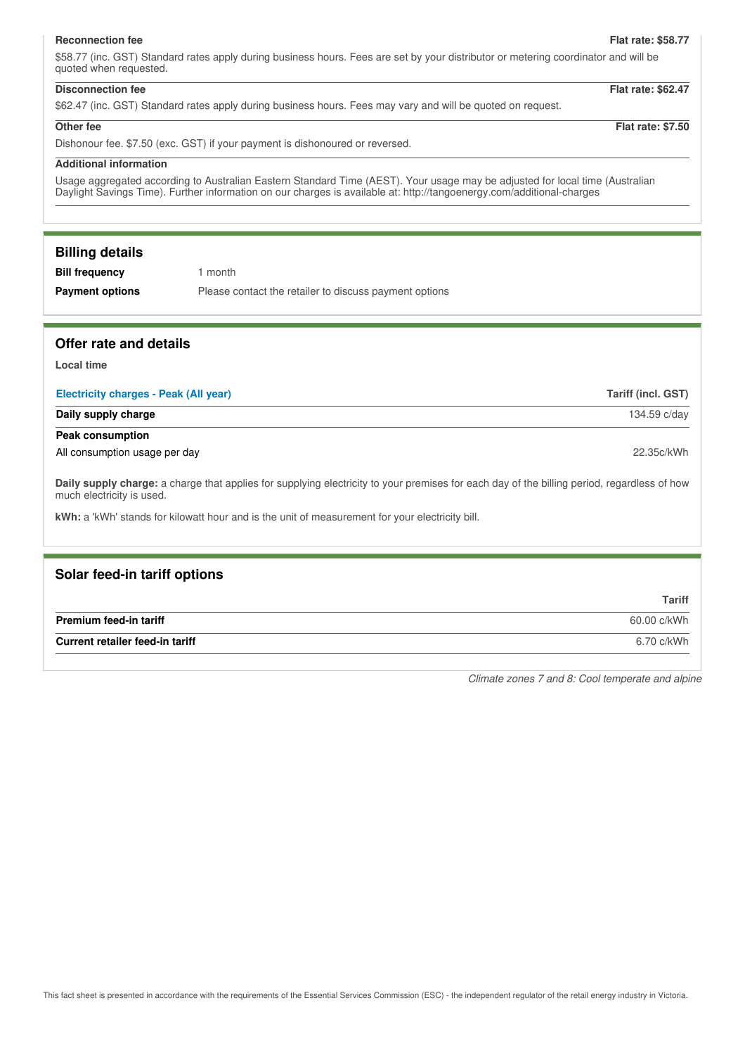**Reconnection fee** — **Flat rate: $58.77**

$58.77 (inc. GST) Standard rates apply during business hours. Fees are set by your distributor or metering coordinator and will be quoted when requested.

**Disconnection fee** — **Flat rate: $62.47**

$62.47 (inc. GST) Standard rates apply during business hours. Fees may vary and will be quoted on request.

**Other fee** — **Flat rate: $7.50**

Dishonour fee. $7.50 (exc. GST) if your payment is dishonoured or reversed.

**Additional information**

Usage aggregated according to Australian Eastern Standard Time (AEST). Your usage may be adjusted for local time (Australian Daylight Savings Time). Further information on our charges is available at: http://tangoenergy.com/additional-charges

## Billing details

| | |
|---|---|
| **Bill frequency** | 1 month |
| **Payment options** | Please contact the retailer to discuss payment options |

## Offer rate and details

**Local time**

| Electricity charges - Peak (All year) | Tariff (incl. GST) |
|---|---|
| **Daily supply charge** | 134.59 c/day |
| **Peak consumption** | |
| All consumption usage per day | 22.35c/kWh |

**Daily supply charge:** a charge that applies for supplying electricity to your premises for each day of the billing period, regardless of how much electricity is used.

**kWh:** a 'kWh' stands for kilowatt hour and is the unit of measurement for your electricity bill.

## Solar feed-in tariff options

| | Tariff |
|---|---|
| **Premium feed-in tariff** | 60.00 c/kWh |
| **Current retailer feed-in tariff** | 6.70 c/kWh |

*Climate zones 7 and 8: Cool temperate and alpine*

This fact sheet is presented in accordance with the requirements of the Essential Services Commission (ESC) - the independent regulator of the retail energy industry in Victoria.